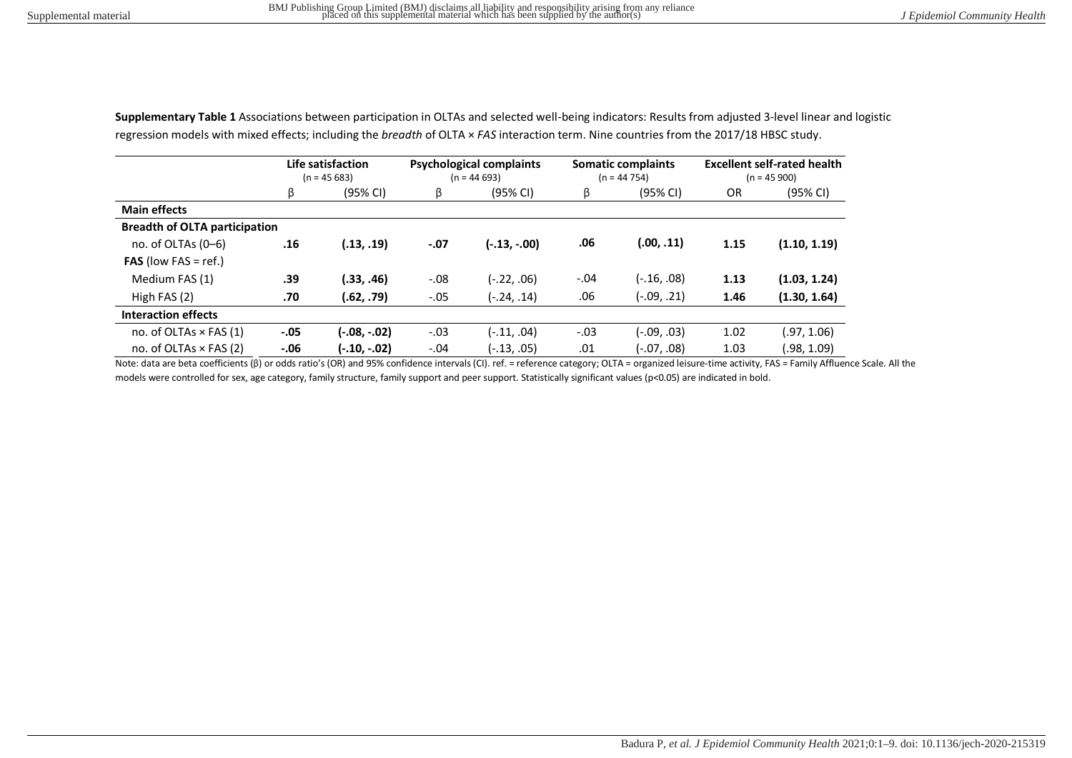**Supplementary Table 1** Associations between participation in OLTAs and selected well-being indicators: Results from adjusted 3-level linear and logistic regression models with mixed effects; including the *breadth* of OLTA × *FAS* interaction term. Nine countries from the 2017/18 HBSC study.

| | **Life satisfaction** (n = 45 683) | | **Psychological complaints** (n = 44 693) | | **Somatic complaints** (n = 44 754) | | **Excellent self-rated health** (n = 45 900) | |
|---|---|---|---|---|---|---|---|---|
| | β | (95% CI) | β | (95% CI) | β | (95% CI) | OR | (95% CI) |
| **Main effects** | | | | | | | | |
| **Breadth of OLTA participation** | | | | | | | | |
| no. of OLTAs (0–6) | **.16** | **(.13, .19)** | **-.07** | **(-.13, -.00)** | **.06** | **(.00, .11)** | **1.15** | **(1.10, 1.19)** |
| **FAS** (low FAS = ref.) | | | | | | | | |
| Medium FAS (1) | **.39** | **(.33, .46)** | -.08 | (-.22, .06) | -.04 | (-.16, .08) | **1.13** | **(1.03, 1.24)** |
| High FAS (2) | **.70** | **(.62, .79)** | -.05 | (-.24, .14) | .06 | (-.09, .21) | **1.46** | **(1.30, 1.64)** |
| **Interaction effects** | | | | | | | | |
| no. of OLTAs × FAS (1) | **-.05** | **(-.08, -.02)** | -.03 | (-.11, .04) | -.03 | (-.09, .03) | 1.02 | (.97, 1.06) |
| no. of OLTAs × FAS (2) | **-.06** | **(-.10, -.02)** | -.04 | (-.13, .05) | .01 | (-.07, .08) | 1.03 | (.98, 1.09) |

Note: data are beta coefficients (β) or odds ratio's (OR) and 95% confidence intervals (CI). ref. = reference category; OLTA = organized leisure-time activity, FAS = Family Affluence Scale. All the models were controlled for sex, age category, family structure, family support and peer support. Statistically significant values ($p<0.05$) are indicated in bold.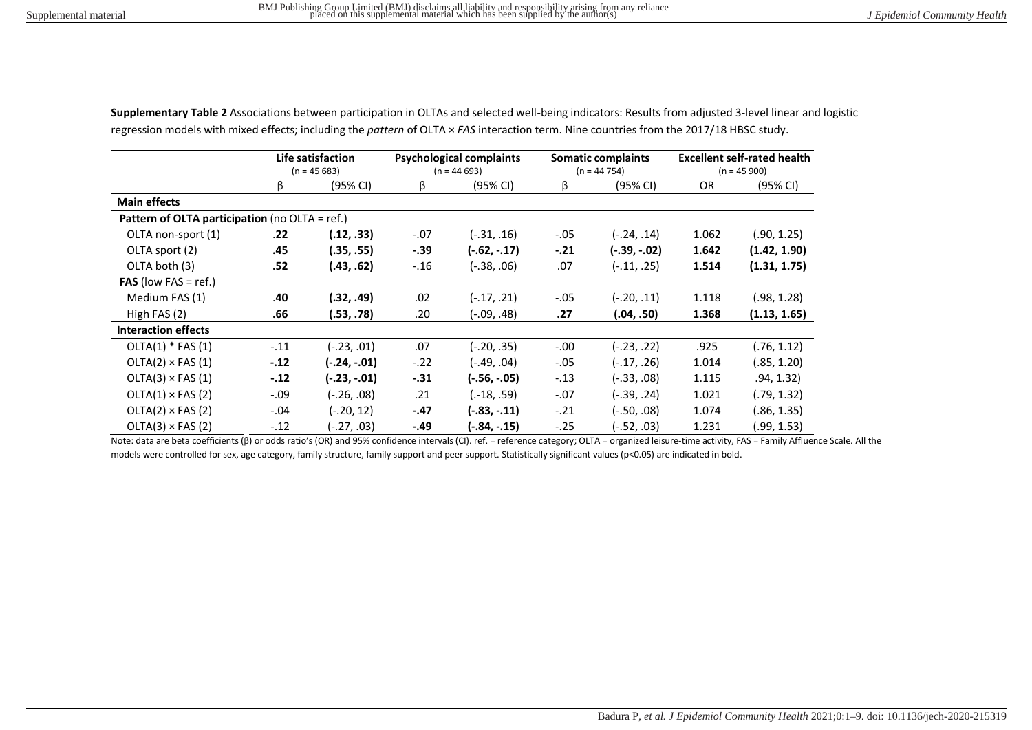**Supplementary Table 2** Associations between participation in OLTAs and selected well-being indicators: Results from adjusted 3-level linear and logistic regression models with mixed effects; including the *pattern* of OLTA × *FAS* interaction term. Nine countries from the 2017/18 HBSC study.

| | **Life satisfaction** (n = 45 683) | | **Psychological complaints** (n = 44 693) | | **Somatic complaints** (n = 44 754) | | **Excellent self-rated health** (n = 45 900) | |
|---|---|---|---|---|---|---|---|---|
| | β | (95% CI) | β | (95% CI) | β | (95% CI) | OR | (95% CI) |
| **Main effects** | | | | | | | | |
| **Pattern of OLTA participation** (no OLTA = ref.) | | | | | | | | |
| OLTA non-sport (1) | **.22** | **(.12, .33)** | -.07 | (-.31, .16) | -.05 | (-.24, .14) | 1.062 | (.90, 1.25) |
| OLTA sport (2) | **.45** | **(.35, .55)** | **-.39** | **(-.62, -.17)** | **-.21** | **(-.39, -.02)** | **1.642** | **(1.42, 1.90)** |
| OLTA both (3) | **.52** | **(.43, .62)** | -.16 | (-.38, .06) | .07 | (-.11, .25) | **1.514** | **(1.31, 1.75)** |
| **FAS** (low FAS = ref.) | | | | | | | | |
| Medium FAS (1) | **.40** | **(.32, .49)** | .02 | (-.17, .21) | -.05 | (-.20, .11) | 1.118 | (.98, 1.28) |
| High FAS (2) | **.66** | **(.53, .78)** | .20 | (-.09, .48) | **.27** | **(.04, .50)** | **1.368** | **(1.13, 1.65)** |
| **Interaction effects** | | | | | | | | |
| OLTA(1) * FAS (1) | -.11 | (-.23, .01) | .07 | (-.20, .35) | -.00 | (-.23, .22) | .925 | (.76, 1.12) |
| OLTA(2) × FAS (1) | **-.12** | **(-.24, -.01)** | -.22 | (-.49, .04) | -.05 | (-.17, .26) | 1.014 | (.85, 1.20) |
| OLTA(3) × FAS (1) | **-.12** | **(-.23, -.01)** | **-.31** | **(-.56, -.05)** | -.13 | (-.33, .08) | 1.115 | .94, 1.32) |
| OLTA(1) × FAS (2) | -.09 | (-.26, .08) | .21 | (.-18, .59) | -.07 | (-.39, .24) | 1.021 | (.79, 1.32) |
| OLTA(2) × FAS (2) | -.04 | (-.20, 12) | **-.47** | **(-.83, -.11)** | -.21 | (-.50, .08) | 1.074 | (.86, 1.35) |
| OLTA(3) × FAS (2) | -.12 | (-.27, .03) | **-.49** | **(-.84, -.15)** | -.25 | (-.52, .03) | 1.231 | (.99, 1.53) |

Note: data are beta coefficients (β) or odds ratio's (OR) and 95% confidence intervals (CI). ref. = reference category; OLTA = organized leisure-time activity, FAS = Family Affluence Scale. All the models were controlled for sex, age category, family structure, family support and peer support. Statistically significant values ($p<0.05$) are indicated in bold.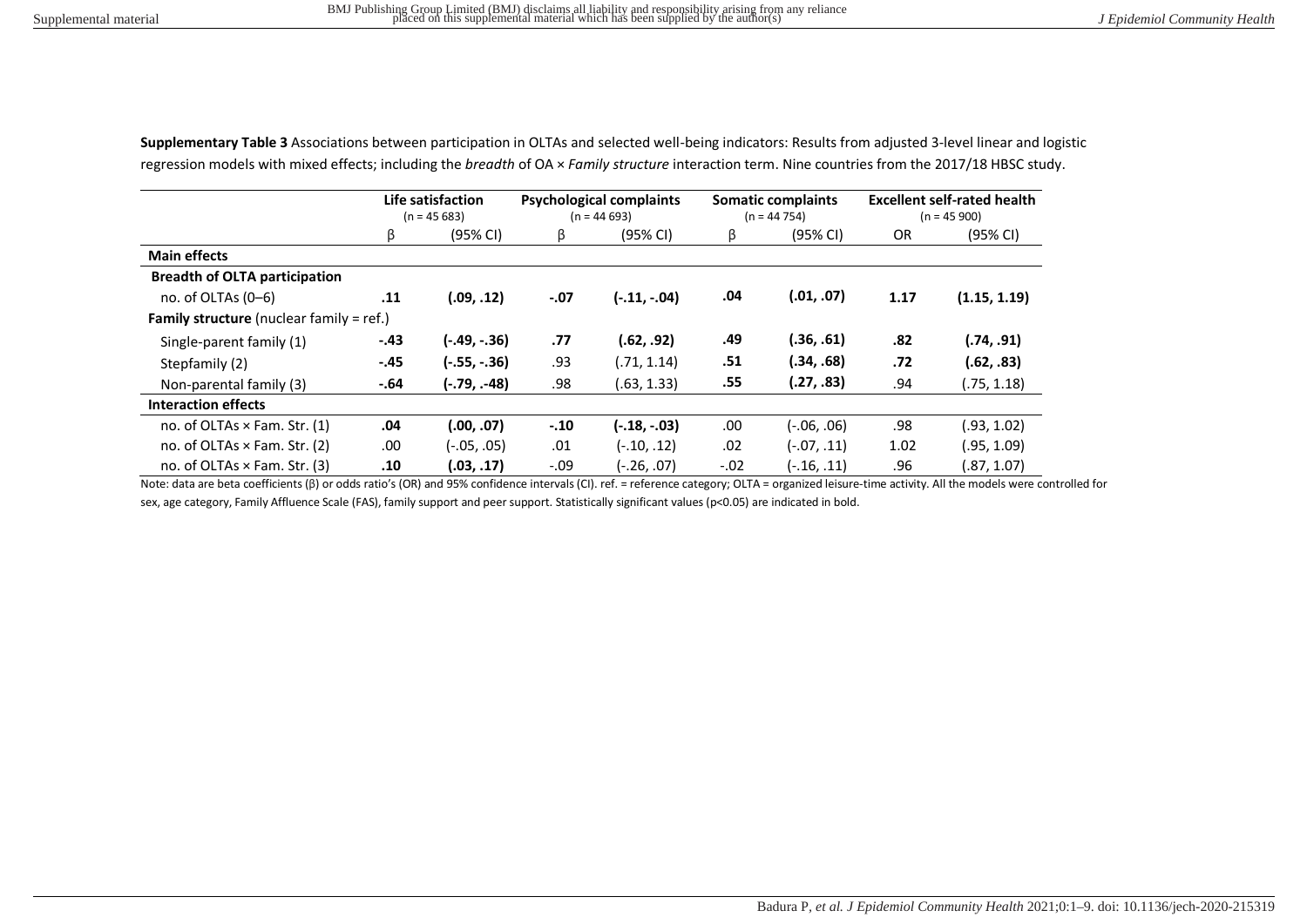**Supplementary Table 3** Associations between participation in OLTAs and selected well-being indicators: Results from adjusted 3-level linear and logistic regression models with mixed effects; including the *breadth* of OA × *Family structure* interaction term. Nine countries from the 2017/18 HBSC study.

| | **Life satisfaction** (n = 45 683) | | **Psychological complaints** (n = 44 693) | | **Somatic complaints** (n = 44 754) | | **Excellent self-rated health** (n = 45 900) | |
|---|---|---|---|---|---|---|---|---|
| | β | (95% CI) | β | (95% CI) | β | (95% CI) | OR | (95% CI) |
| **Main effects** | | | | | | | | |
| **Breadth of OLTA participation** | | | | | | | | |
| no. of OLTAs (0–6) | **.11** | **(.09, .12)** | **-.07** | **(-.11, -.04)** | **.04** | **(.01, .07)** | **1.17** | **(1.15, 1.19)** |
| **Family structure** (nuclear family = ref.) | | | | | | | | |
| Single-parent family (1) | **-.43** | **(-.49, -.36)** | **.77** | **(.62, .92)** | **.49** | **(.36, .61)** | **.82** | **(.74, .91)** |
| Stepfamily (2) | **-.45** | **(-.55, -.36)** | .93 | (.71, 1.14) | **.51** | **(.34, .68)** | **.72** | **(.62, .83)** |
| Non-parental family (3) | **-.64** | **(-.79, -.48)** | .98 | (.63, 1.33) | **.55** | **(.27, .83)** | .94 | (.75, 1.18) |
| **Interaction effects** | | | | | | | | |
| no. of OLTAs × Fam. Str. (1) | **.04** | **(.00, .07)** | **-.10** | **(-.18, -.03)** | .00 | (-.06, .06) | .98 | (.93, 1.02) |
| no. of OLTAs × Fam. Str. (2) | .00 | (-.05, .05) | .01 | (-.10, .12) | .02 | (-.07, .11) | 1.02 | (.95, 1.09) |
| no. of OLTAs × Fam. Str. (3) | **.10** | **(.03, .17)** | -.09 | (-.26, .07) | -.02 | (-.16, .11) | .96 | (.87, 1.07) |

Note: data are beta coefficients (β) or odds ratio's (OR) and 95% confidence intervals (CI). ref. = reference category; OLTA = organized leisure-time activity. All the models were controlled for sex, age category, Family Affluence Scale (FAS), family support and peer support. Statistically significant values (p<0.05) are indicated in bold.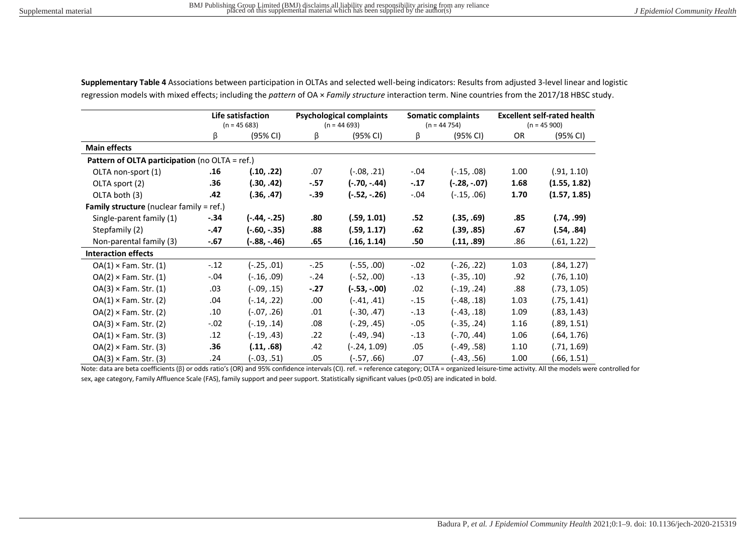**Supplementary Table 4** Associations between participation in OLTAs and selected well-being indicators: Results from adjusted 3-level linear and logistic regression models with mixed effects; including the *pattern* of OA × *Family structure* interaction term. Nine countries from the 2017/18 HBSC study.

| | **Life satisfaction** (n = 45 683) | | **Psychological complaints** (n = 44 693) | | **Somatic complaints** (n = 44 754) | | **Excellent self-rated health** (n = 45 900) | |
|---|---|---|---|---|---|---|---|---|
| | β | (95% CI) | β | (95% CI) | β | (95% CI) | OR | (95% CI) |
| **Main effects** | | | | | | | | |
| **Pattern of OLTA participation** (no OLTA = ref.) | | | | | | | | |
| OLTA non-sport (1) | **.16** | **(.10, .22)** | .07 | (-.08, .21) | -.04 | (-.15, .08) | 1.00 | (.91, 1.10) |
| OLTA sport (2) | **.36** | **(.30, .42)** | **-.57** | **(-.70, -.44)** | **-.17** | **(-.28, -.07)** | **1.68** | **(1.55, 1.82)** |
| OLTA both (3) | **.42** | **(.36, .47)** | **-.39** | **(-.52, -.26)** | -.04 | (-.15, .06) | **1.70** | **(1.57, 1.85)** |
| **Family structure** (nuclear family = ref.) | | | | | | | | |
| Single-parent family (1) | **-.34** | **(-.44, -.25)** | **.80** | **(.59, 1.01)** | **.52** | **(.35, .69)** | **.85** | **(.74, .99)** |
| Stepfamily (2) | **-.47** | **(-.60, -.35)** | **.88** | **(.59, 1.17)** | **.62** | **(.39, .85)** | **.67** | **(.54, .84)** |
| Non-parental family (3) | **-.67** | **(-.88, -.46)** | **.65** | **(.16, 1.14)** | **.50** | **(.11, .89)** | .86 | (.61, 1.22) |
| **Interaction effects** | | | | | | | | |
| OA(1) × Fam. Str. (1) | -.12 | (-.25, .01) | -.25 | (-.55, .00) | -.02 | (-.26, .22) | 1.03 | (.84, 1.27) |
| OA(2) × Fam. Str. (1) | -.04 | (-.16, .09) | -.24 | (-.52, .00) | -.13 | (-.35, .10) | .92 | (.76, 1.10) |
| OA(3) × Fam. Str. (1) | .03 | (-.09, .15) | **-.27** | **(-.53, -.00)** | .02 | (-.19, .24) | .88 | (.73, 1.05) |
| OA(1) × Fam. Str. (2) | .04 | (-.14, .22) | .00 | (-.41, .41) | -.15 | (-.48, .18) | 1.03 | (.75, 1.41) |
| OA(2) × Fam. Str. (2) | .10 | (-.07, .26) | .01 | (-.30, .47) | -.13 | (-.43, .18) | 1.09 | (.83, 1.43) |
| OA(3) × Fam. Str. (2) | -.02 | (-.19, .14) | .08 | (-.29, .45) | -.05 | (-.35, .24) | 1.16 | (.89, 1.51) |
| OA(1) × Fam. Str. (3) | .12 | (-.19, .43) | .22 | (-.49, .94) | -.13 | (-.70, .44) | 1.06 | (.64, 1.76) |
| OA(2) × Fam. Str. (3) | **.36** | **(.11, .68)** | .42 | (-.24, 1.09) | .05 | (-.49, .58) | 1.10 | (.71, 1.69) |
| OA(3) × Fam. Str. (3) | .24 | (-.03, .51) | .05 | (-.57, .66) | .07 | (-.43, .56) | 1.00 | (.66, 1.51) |

Note: data are beta coefficients (β) or odds ratio's (OR) and 95% confidence intervals (CI). ref. = reference category; OLTA = organized leisure-time activity. All the models were controlled for sex, age category, Family Affluence Scale (FAS), family support and peer support. Statistically significant values (p<0.05) are indicated in bold.